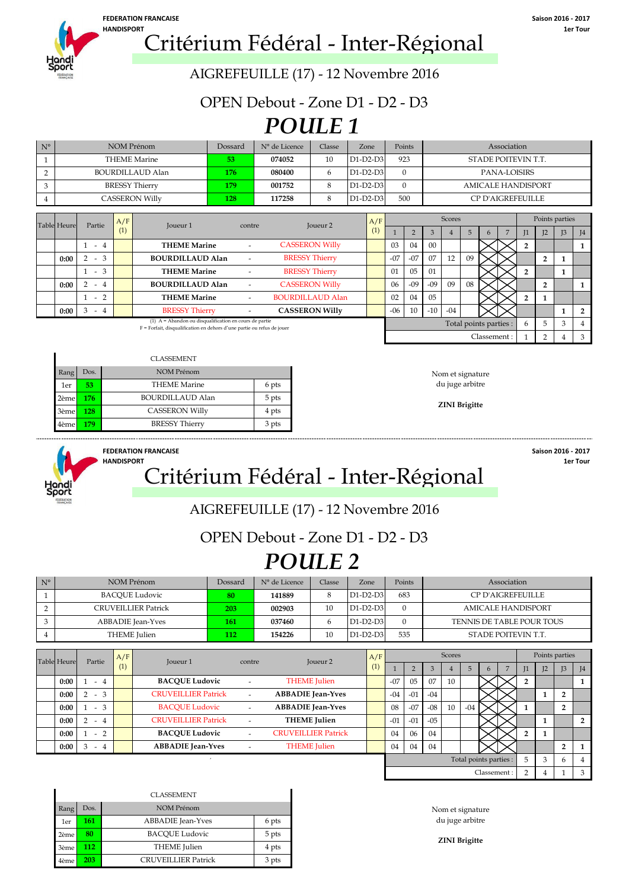FEDERATION FRANCAISE HANDISPORT

Saison 2016 - 2017
1er Tour

# Critérium Fédéral - Inter-Régional

AIGREFEUILLE (17) - 12 Novembre 2016

## OPEN Debout - Zone D1 - D2 - D3

# POULE 1

| N° | NOM Prénom | Dossard | N° de Licence | Classe | Zone | Points | Association |
|---|---|---|---|---|---|---|---|
| 1 | THEME Marine | 53 | 074052 | 10 | D1-D2-D3 | 923 | STADE POITEVIN T.T. |
| 2 | BOURDILLAUD Alan | 176 | 080400 | 6 | D1-D2-D3 | 0 | PANA-LOISIRS |
| 3 | BRESSY Thierry | 179 | 001752 | 8 | D1-D2-D3 | 0 | AMICALE HANDISPORT |
| 4 | CASSERON Willy | 128 | 117258 | 8 | D1-D2-D3 | 500 | CP D'AIGREFEUILLE |

| Table | Heure | Partie | A/F (1) | Joueur 1 | contre | Joueur 2 | A/F (1) | Scores 1 | 2 | 3 | 4 | 5 | 6 | 7 | J1 | J2 | J3 | J4 |
|---|---|---|---|---|---|---|---|---|---|---|---|---|---|---|---|---|---|---|
| | | 1 - 4 | | **THEME Marine** | - | CASSERON Willy | | 03 | 04 | 00 | | | | | 2 | | | 1 |
| | 0:00 | 2 - 3 | | **BOURDILLAUD Alan** | - | BRESSY Thierry | | -07 | -07 | 07 | 12 | 09 | | | | 2 | 1 | |
| | | 1 - 3 | | **THEME Marine** | - | BRESSY Thierry | | 01 | 05 | 01 | | | | | 2 | | 1 | |
| | 0:00 | 2 - 4 | | **BOURDILLAUD Alan** | - | CASSERON Willy | | 06 | -09 | -09 | 09 | 08 | | | | 2 | | 1 |
| | | 1 - 2 | | **THEME Marine** | - | BOURDILLAUD Alan | | 02 | 04 | 05 | | | | | 2 | 1 | | |
| | 0:00 | 3 - 4 | | BRESSY Thierry | - | **CASSERON Willy** | | -06 | 10 | -10 | -04 | | | | | | 1 | 2 |
| | | | | | | | | | | | | | | Total points parties : | 6 | 5 | 3 | 4 |
| | | | | | | | | | | | | | | Classement : | 1 | 2 | 4 | 3 |

(1) A = Abandon ou disqualification en cours de partie
F = Forfait, disqualification en dehors d'une partie ou refus de jouer

CLASSEMENT

| Rang | Dos. | NOM Prénom | |
|---|---|---|---|
| 1er | 53 | THEME Marine | 6 pts |
| 2ème | 176 | BOURDILLAUD Alan | 5 pts |
| 3ème | 128 | CASSERON Willy | 4 pts |
| 4ème | 179 | BRESSY Thierry | 3 pts |

Nom et signature
du juge arbitre

**ZINI Brigitte**

---

FEDERATION FRANCAISE HANDISPORT

Saison 2016 - 2017
1er Tour

# Critérium Fédéral - Inter-Régional

AIGREFEUILLE (17) - 12 Novembre 2016

## OPEN Debout - Zone D1 - D2 - D3

# POULE 2

| N° | NOM Prénom | Dossard | N° de Licence | Classe | Zone | Points | Association |
|---|---|---|---|---|---|---|---|
| 1 | BACQUE Ludovic | 80 | 141889 | 8 | D1-D2-D3 | 683 | CP D'AIGREFEUILLE |
| 2 | CRUVEILLIER Patrick | 203 | 002903 | 10 | D1-D2-D3 | 0 | AMICALE HANDISPORT |
| 3 | ABBADIE Jean-Yves | 161 | 037460 | 6 | D1-D2-D3 | 0 | TENNIS DE TABLE POUR TOUS |
| 4 | THEME Julien | 112 | 154226 | 10 | D1-D2-D3 | 535 | STADE POITEVIN T.T. |

| Table | Heure | Partie | A/F (1) | Joueur 1 | contre | Joueur 2 | A/F (1) | Scores 1 | 2 | 3 | 4 | 5 | 6 | 7 | J1 | J2 | J3 | J4 |
|---|---|---|---|---|---|---|---|---|---|---|---|---|---|---|---|---|---|---|
| | 0:00 | 1 - 4 | | **BACQUE Ludovic** | - | THEME Julien | | -07 | 05 | 07 | 10 | | | | 2 | | | 1 |
| | 0:00 | 2 - 3 | | CRUVEILLIER Patrick | - | **ABBADIE Jean-Yves** | | -04 | -01 | -04 | | | | | | 1 | 2 | |
| | 0:00 | 1 - 3 | | BACQUE Ludovic | - | **ABBADIE Jean-Yves** | | 08 | -07 | -08 | 10 | -04 | | | 1 | | 2 | |
| | 0:00 | 2 - 4 | | CRUVEILLIER Patrick | - | **THEME Julien** | | -01 | -01 | -05 | | | | | | 1 | | 2 |
| | 0:00 | 1 - 2 | | **BACQUE Ludovic** | - | CRUVEILLIER Patrick | | 04 | 06 | 04 | | | | | 2 | 1 | | |
| | 0:00 | 3 - 4 | | **ABBADIE Jean-Yves** | - | THEME Julien | | 04 | 04 | 04 | | | | | | | 2 | 1 |
| | | | | | | | | | | | | | | Total points parties : | 5 | 3 | 6 | 4 |
| | | | | | | | | | | | | | | Classement : | 2 | 4 | 1 | 3 |

CLASSEMENT

| Rang | Dos. | NOM Prénom | |
|---|---|---|---|
| 1er | 161 | ABBADIE Jean-Yves | 6 pts |
| 2ème | 80 | BACQUE Ludovic | 5 pts |
| 3ème | 112 | THEME Julien | 4 pts |
| 4ème | 203 | CRUVEILLIER Patrick | 3 pts |

Nom et signature
du juge arbitre

**ZINI Brigitte**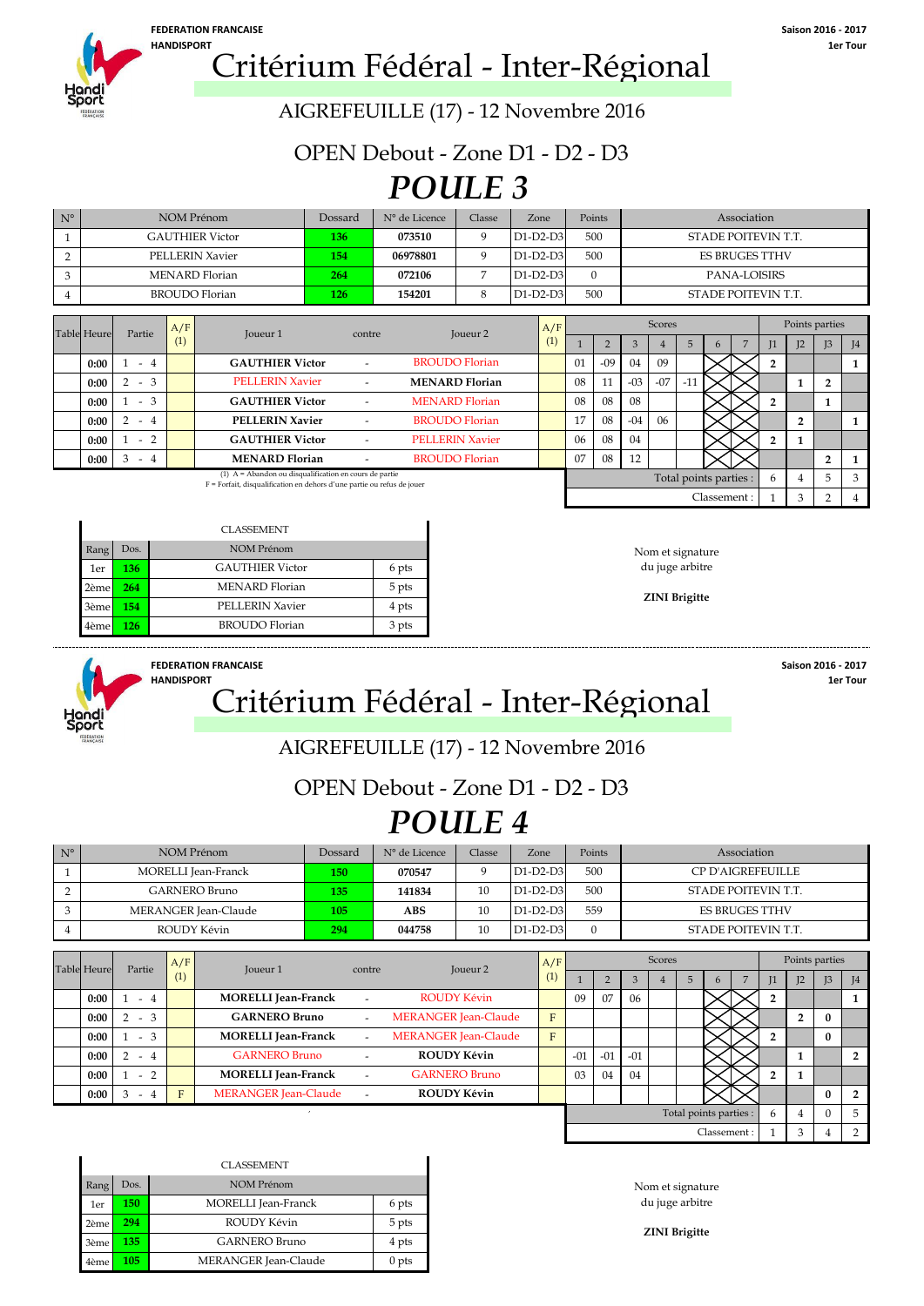FEDERATION FRANCAISE HANDISPORT

Saison 2016 - 2017
1er Tour

# Critérium Fédéral - Inter-Régional

## AIGREFEUILLE (17) - 12 Novembre 2016

## OPEN Debout - Zone D1 - D2 - D3

# POULE 3

| N° | NOM Prénom | Dossard | N° de Licence | Classe | Zone | Points | Association |
|---|---|---|---|---|---|---|---|
| 1 | GAUTHIER Victor | 136 | 073510 | 9 | D1-D2-D3 | 500 | STADE POITEVIN T.T. |
| 2 | PELLERIN Xavier | 154 | 06978801 | 9 | D1-D2-D3 | 500 | ES BRUGES TTHV |
| 3 | MENARD Florian | 264 | 072106 | 7 | D1-D2-D3 | 0 | PANA-LOISIRS |
| 4 | BROUDO Florian | 126 | 154201 | 8 | D1-D2-D3 | 500 | STADE POITEVIN T.T. |

| Table | Heure | Partie | A/F (1) | Joueur 1 | contre | Joueur 2 | A/F (1) | Scores 1 | 2 | 3 | 4 | 5 | 6 | 7 | Points parties J1 | J2 | J3 | J4 |
|---|---|---|---|---|---|---|---|---|---|---|---|---|---|---|---|---|---|---|
| | 0:00 | 1 - 4 | | GAUTHIER Victor | - | BROUDO Florian | | 01 | -09 | 04 | 09 | | | | 2 | | | 1 |
| | 0:00 | 2 - 3 | | PELLERIN Xavier | - | MENARD Florian | | 08 | 11 | -03 | -07 | -11 | | | | 1 | 2 | |
| | 0:00 | 1 - 3 | | GAUTHIER Victor | - | MENARD Florian | | 08 | 08 | 08 | | | | | 2 | | 1 | |
| | 0:00 | 2 - 4 | | PELLERIN Xavier | - | BROUDO Florian | | 17 | 08 | -04 | 06 | | | | | 2 | | 1 |
| | 0:00 | 1 - 2 | | GAUTHIER Victor | - | PELLERIN Xavier | | 06 | 08 | 04 | | | | | 2 | 1 | | |
| | 0:00 | 3 - 4 | | MENARD Florian | - | BROUDO Florian | | 07 | 08 | 12 | | | | | | | 2 | 1 |
| | | | | | | | | | | | | | | Total points parties : | 6 | 4 | 5 | 3 |
| | | | | | | | | | | | | | | Classement : | 1 | 3 | 2 | 4 |

(1) A = Abandon ou disqualification en cours de partie
F = Forfait, disqualification en dehors d'une partie ou refus de jouer

CLASSEMENT

| Rang | Dos. | NOM Prénom | |
|---|---|---|---|
| 1er | 136 | GAUTHIER Victor | 6 pts |
| 2ème | 264 | MENARD Florian | 5 pts |
| 3ème | 154 | PELLERIN Xavier | 4 pts |
| 4ème | 126 | BROUDO Florian | 3 pts |

Nom et signature du juge arbitre

**ZINI Brigitte**

---

FEDERATION FRANCAISE HANDISPORT

Saison 2016 - 2017
1er Tour

# Critérium Fédéral - Inter-Régional

## AIGREFEUILLE (17) - 12 Novembre 2016

## OPEN Debout - Zone D1 - D2 - D3

# POULE 4

| N° | NOM Prénom | Dossard | N° de Licence | Classe | Zone | Points | Association |
|---|---|---|---|---|---|---|---|
| 1 | MORELLI Jean-Franck | 150 | 070547 | 9 | D1-D2-D3 | 500 | CP D'AIGREFEUILLE |
| 2 | GARNERO Bruno | 135 | 141834 | 10 | D1-D2-D3 | 500 | STADE POITEVIN T.T. |
| 3 | MERANGER Jean-Claude | 105 | ABS | 10 | D1-D2-D3 | 559 | ES BRUGES TTHV |
| 4 | ROUDY Kévin | 294 | 044758 | 10 | D1-D2-D3 | 0 | STADE POITEVIN T.T. |

| Table | Heure | Partie | A/F (1) | Joueur 1 | contre | Joueur 2 | A/F (1) | Scores 1 | 2 | 3 | 4 | 5 | 6 | 7 | Points parties J1 | J2 | J3 | J4 |
|---|---|---|---|---|---|---|---|---|---|---|---|---|---|---|---|---|---|---|
| | 0:00 | 1 - 4 | | MORELLI Jean-Franck | - | ROUDY Kévin | | 09 | 07 | 06 | | | | | 2 | | | 1 |
| | 0:00 | 2 - 3 | | GARNERO Bruno | - | MERANGER Jean-Claude | F | | | | | | | | | 2 | 0 | |
| | 0:00 | 1 - 3 | | MORELLI Jean-Franck | - | MERANGER Jean-Claude | F | | | | | | | | 2 | | 0 | |
| | 0:00 | 2 - 4 | | GARNERO Bruno | - | ROUDY Kévin | | -01 | -01 | -01 | | | | | | 1 | | 2 |
| | 0:00 | 1 - 2 | | MORELLI Jean-Franck | - | GARNERO Bruno | | 03 | 04 | 04 | | | | | 2 | 1 | | |
| | 0:00 | 3 - 4 | F | MERANGER Jean-Claude | - | ROUDY Kévin | | | | | | | | | | | 0 | 2 |
| | | | | | | | | | | | | | | Total points parties : | 6 | 4 | 0 | 5 |
| | | | | | | | | | | | | | | Classement : | 1 | 3 | 4 | 2 |

CLASSEMENT

| Rang | Dos. | NOM Prénom | |
|---|---|---|---|
| 1er | 150 | MORELLI Jean-Franck | 6 pts |
| 2ème | 294 | ROUDY Kévin | 5 pts |
| 3ème | 135 | GARNERO Bruno | 4 pts |
| 4ème | 105 | MERANGER Jean-Claude | 0 pts |

Nom et signature du juge arbitre

**ZINI Brigitte**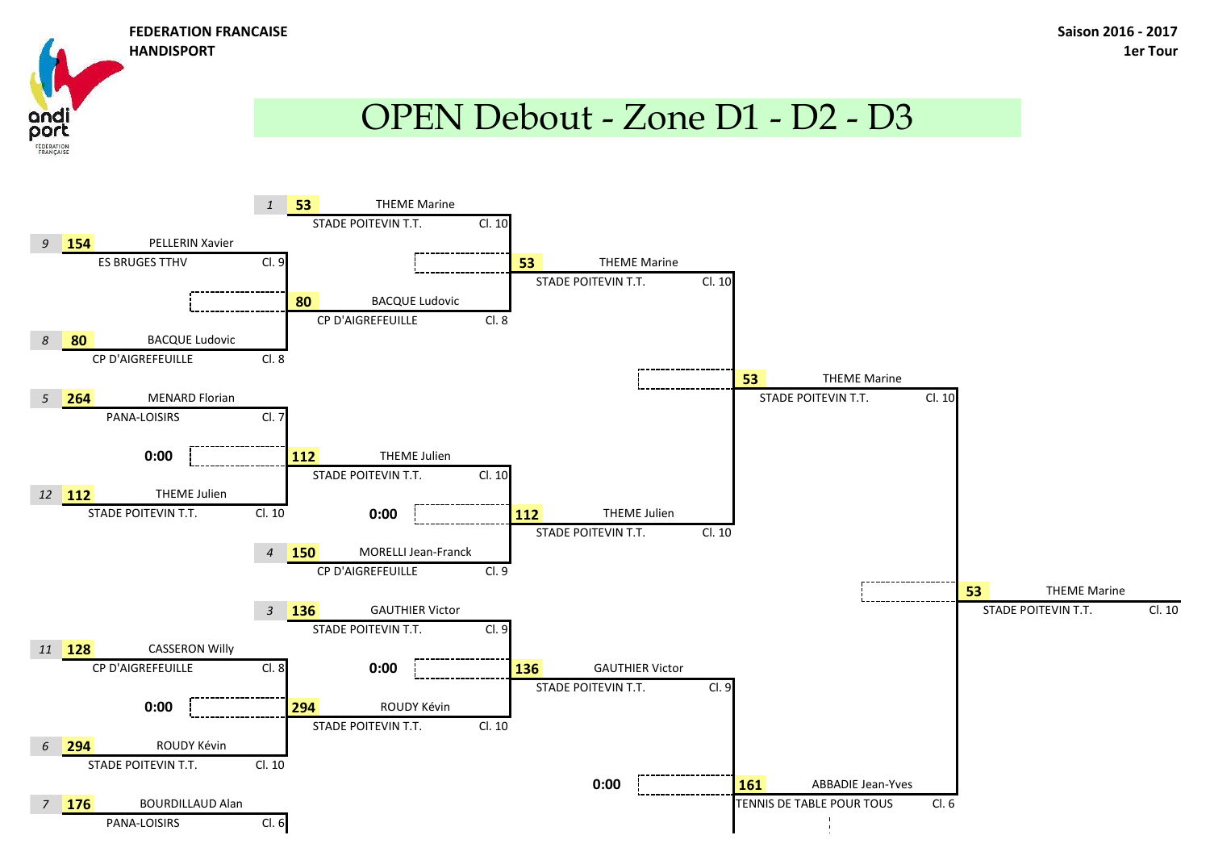**FEDERATION FRANCAISE HANDISPORT**

**Saison 2016 - 2017**
**1er Tour**

# OPEN Debout - Zone D1 - D2 - D3

| Seed | N° | Nom | Club | Classement |
|---|---|---|---|---|
| 1 | 53 | THEME Marine | STADE POITEVIN T.T. | Cl. 10 |
| 9 | 154 | PELLERIN Xavier | ES BRUGES TTHV | Cl. 9 |
| 8 | 80 | BACQUE Ludovic | CP D'AIGREFEUILLE | Cl. 8 |
| 5 | 264 | MENARD Florian | PANA-LOISIRS | Cl. 7 |
| 12 | 112 | THEME Julien | STADE POITEVIN T.T. | Cl. 10 |
| 4 | 150 | MORELLI Jean-Franck | CP D'AIGREFEUILLE | Cl. 9 |
| 3 | 136 | GAUTHIER Victor | STADE POITEVIN T.T. | Cl. 9 |
| 11 | 128 | CASSERON Willy | CP D'AIGREFEUILLE | Cl. 8 |
| 6 | 294 | ROUDY Kévin | STADE POITEVIN T.T. | Cl. 10 |
| 7 | 176 | BOURDILLAUD Alan | PANA-LOISIRS | Cl. 6 |

**Tour 1**

- 154 PELLERIN Xavier (ES BRUGES TTHV, Cl. 9) vs 80 BACQUE Ludovic (CP D'AIGREFEUILLE, Cl. 8) → 80 BACQUE Ludovic (CP D'AIGREFEUILLE, Cl. 8)
- 264 MENARD Florian (PANA-LOISIRS, Cl. 7) vs 112 THEME Julien (STADE POITEVIN T.T., Cl. 10) — 0:00 → 112 THEME Julien (STADE POITEVIN T.T., Cl. 10)
- 128 CASSERON Willy (CP D'AIGREFEUILLE, Cl. 8) vs 294 ROUDY Kévin (STADE POITEVIN T.T., Cl. 10) — 0:00 → 294 ROUDY Kévin (STADE POITEVIN T.T., Cl. 10)

**Tour 2**

- 53 THEME Marine (STADE POITEVIN T.T., Cl. 10) vs 80 BACQUE Ludovic (CP D'AIGREFEUILLE, Cl. 8) → 53 THEME Marine (STADE POITEVIN T.T., Cl. 10)
- 112 THEME Julien (STADE POITEVIN T.T., Cl. 10) vs 150 MORELLI Jean-Franck (CP D'AIGREFEUILLE, Cl. 9) — 0:00 → 112 THEME Julien (STADE POITEVIN T.T., Cl. 10)
- 136 GAUTHIER Victor (STADE POITEVIN T.T., Cl. 9) vs 294 ROUDY Kévin (STADE POITEVIN T.T., Cl. 10) — 0:00 → 136 GAUTHIER Victor (STADE POITEVIN T.T., Cl. 9)

**Tour 3**

- 53 THEME Marine (STADE POITEVIN T.T., Cl. 10) vs 112 THEME Julien (STADE POITEVIN T.T., Cl. 10) → 53 THEME Marine (STADE POITEVIN T.T., Cl. 10)
- 136 GAUTHIER Victor (STADE POITEVIN T.T., Cl. 9) vs … — 0:00 → 161 ABBADIE Jean-Yves (TENNIS DE TABLE POUR TOUS, Cl. 6)

**Tour 4**

- 53 THEME Marine (STADE POITEVIN T.T., Cl. 10) vs 161 ABBADIE Jean-Yves (TENNIS DE TABLE POUR TOUS, Cl. 6) → 53 THEME Marine (STADE POITEVIN T.T., Cl. 10)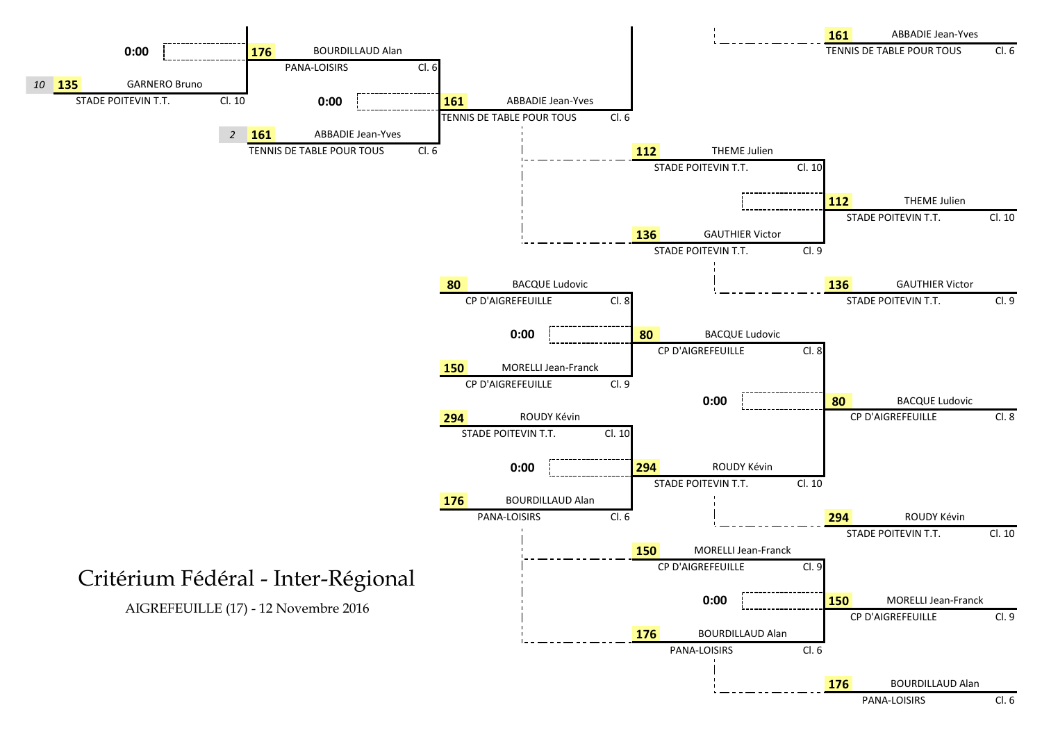0:00

176 BOURDILLAUD Alan
PANA-LOISIRS Cl. 6

10 135 GARNERO Bruno
STADE POITEVIN T.T. Cl. 10

0:00

161 ABBADIE Jean-Yves
TENNIS DE TABLE POUR TOUS Cl. 6

2 161 ABBADIE Jean-Yves
TENNIS DE TABLE POUR TOUS Cl. 6

161 ABBADIE Jean-Yves
TENNIS DE TABLE POUR TOUS Cl. 6

112 THEME Julien
STADE POITEVIN T.T. Cl. 10

112 THEME Julien
STADE POITEVIN T.T. Cl. 10

136 GAUTHIER Victor
STADE POITEVIN T.T. Cl. 9

136 GAUTHIER Victor
STADE POITEVIN T.T. Cl. 9

80 BACQUE Ludovic
CP D'AIGREFEUILLE Cl. 8

0:00

80 BACQUE Ludovic
CP D'AIGREFEUILLE Cl. 8

150 MORELLI Jean-Franck
CP D'AIGREFEUILLE Cl. 9

0:00

80 BACQUE Ludovic
CP D'AIGREFEUILLE Cl. 8

294 ROUDY Kévin
STADE POITEVIN T.T. Cl. 10

0:00

294 ROUDY Kévin
STADE POITEVIN T.T. Cl. 10

176 BOURDILLAUD Alan
PANA-LOISIRS Cl. 6

294 ROUDY Kévin
STADE POITEVIN T.T. Cl. 10

150 MORELLI Jean-Franck
CP D'AIGREFEUILLE Cl. 9

0:00

150 MORELLI Jean-Franck
CP D'AIGREFEUILLE Cl. 9

176 BOURDILLAUD Alan
PANA-LOISIRS Cl. 6

176 BOURDILLAUD Alan
PANA-LOISIRS Cl. 6

# Critérium Fédéral - Inter-Régional

AIGREFEUILLE (17) - 12 Novembre 2016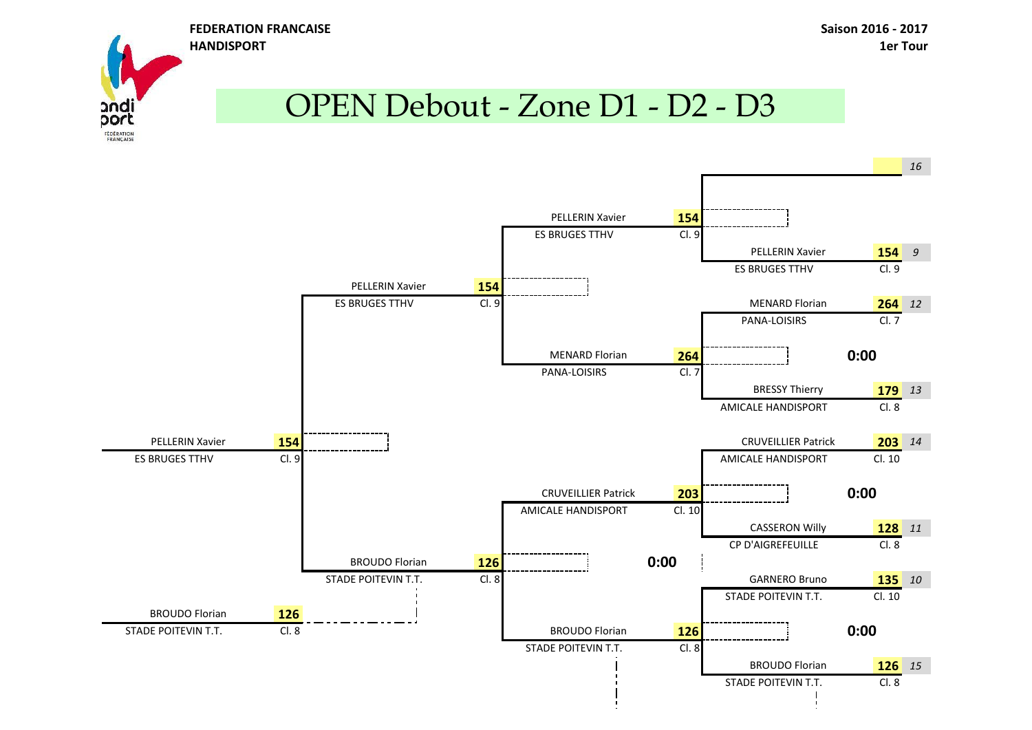**FEDERATION FRANCAISE HANDISPORT**

**Saison 2016 - 2017**
**1er Tour**

# OPEN Debout - Zone D1 - D2 - D3

| Joueur | Club | Points | Classement | Tableau |
|---|---|---|---|---|
| | | | | *16* |
| PELLERIN Xavier | ES BRUGES TTHV | 154 | Cl. 9 | *9* |
| MENARD Florian | PANA-LOISIRS | 264 | Cl. 7 | *12* |
| BRESSY Thierry | AMICALE HANDISPORT | 179 | Cl. 8 | *13* |
| CRUVEILLIER Patrick | AMICALE HANDISPORT | 203 | Cl. 10 | *14* |
| CASSERON Willy | CP D'AIGREFEUILLE | 128 | Cl. 8 | *11* |
| GARNERO Bruno | STADE POITEVIN T.T. | 135 | Cl. 10 | *10* |
| BROUDO Florian | STADE POITEVIN T.T. | 126 | Cl. 8 | *15* |

**Tour suivant :**

- PELLERIN Xavier – ES BRUGES TTHV – 154 – Cl. 9
- MENARD Florian – PANA-LOISIRS – 264 – Cl. 7 (0:00)
- CRUVEILLIER Patrick – AMICALE HANDISPORT – 203 – Cl. 10 (0:00)
- BROUDO Florian – STADE POITEVIN T.T. – 126 – Cl. 8 (0:00)

**Demi-finales :**

- PELLERIN Xavier – ES BRUGES TTHV – 154 – Cl. 9
- BROUDO Florian – STADE POITEVIN T.T. – 126 – Cl. 8 (0:00)

**Finale :**

- PELLERIN Xavier – ES BRUGES TTHV – 154 – Cl. 9
- BROUDO Florian – STADE POITEVIN T.T. – 126 – Cl. 8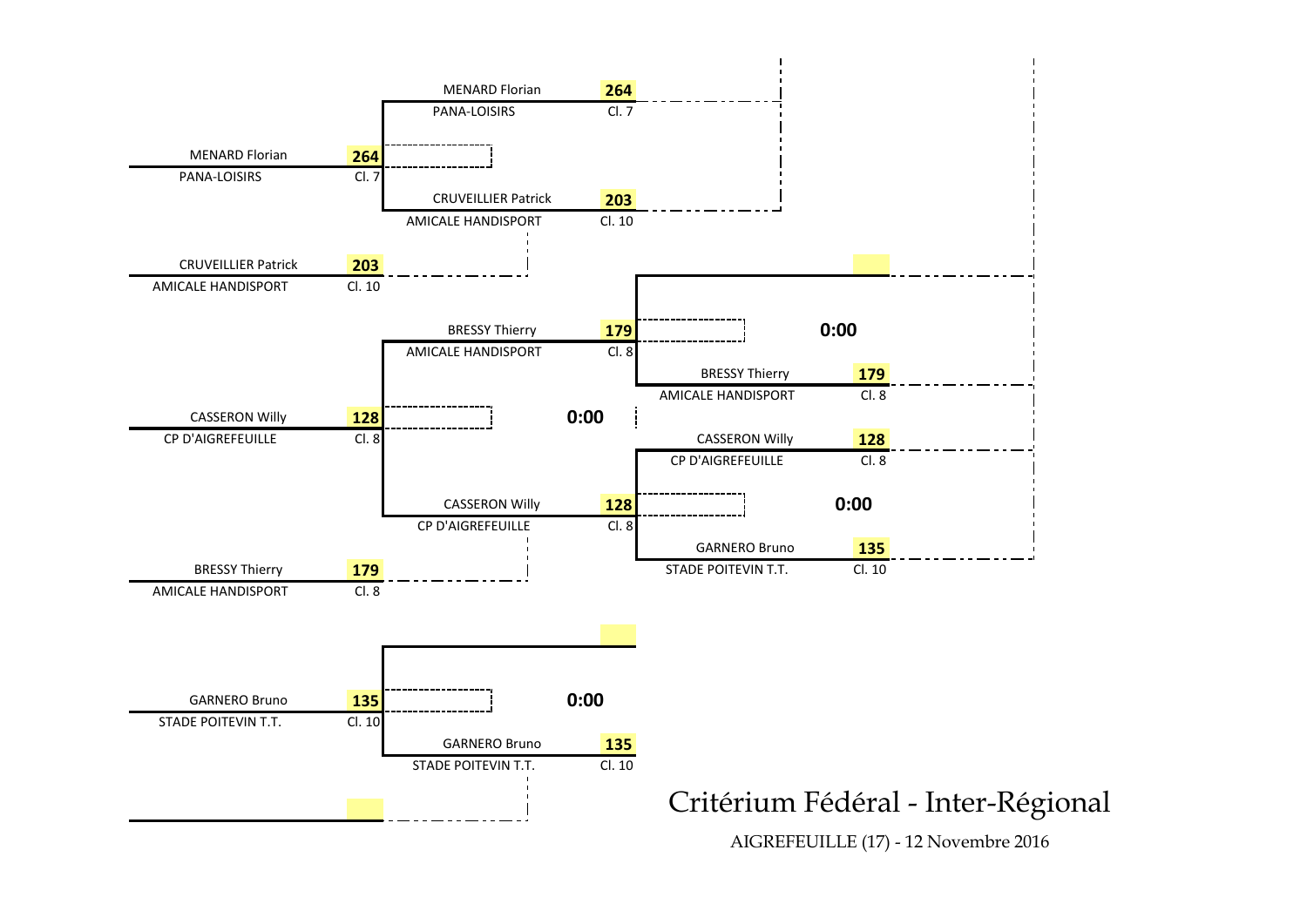# Critérium Fédéral - Inter-Régional

AIGREFEUILLE (17) - 12 Novembre 2016

| Tour 1 | | | Tour 2 | | | Tour 3 | | |
|---|---|---|---|---|---|---|---|---|
| MENARD Florian (PANA-LOISIRS) | 264 | Cl. 7 | MENARD Florian (PANA-LOISIRS) | 264 | Cl. 7 | | | |
| CRUVEILLIER Patrick (AMICALE HANDISPORT) | 203 | Cl. 10 | CRUVEILLIER Patrick (AMICALE HANDISPORT) | 203 | Cl. 10 | | | |
| | | | | | | | | 0:00 |
| | | | BRESSY Thierry (AMICALE HANDISPORT) | 179 | Cl. 8 | BRESSY Thierry (AMICALE HANDISPORT) | 179 | Cl. 8 |
| CASSERON Willy (CP D'AIGREFEUILLE) | 128 | Cl. 8 | | | 0:00 | | | |
| | | | CASSERON Willy (CP D'AIGREFEUILLE) | 128 | Cl. 8 | CASSERON Willy (CP D'AIGREFEUILLE) | 128 | Cl. 8 |
| | | | | | | | | 0:00 |
| BRESSY Thierry (AMICALE HANDISPORT) | 179 | Cl. 8 | | | | GARNERO Bruno (STADE POITEVIN T.T.) | 135 | Cl. 10 |
| | | | | | 0:00 | | | |
| GARNERO Bruno (STADE POITEVIN T.T.) | 135 | Cl. 10 | GARNERO Bruno (STADE POITEVIN T.T.) | 135 | Cl. 10 | | | |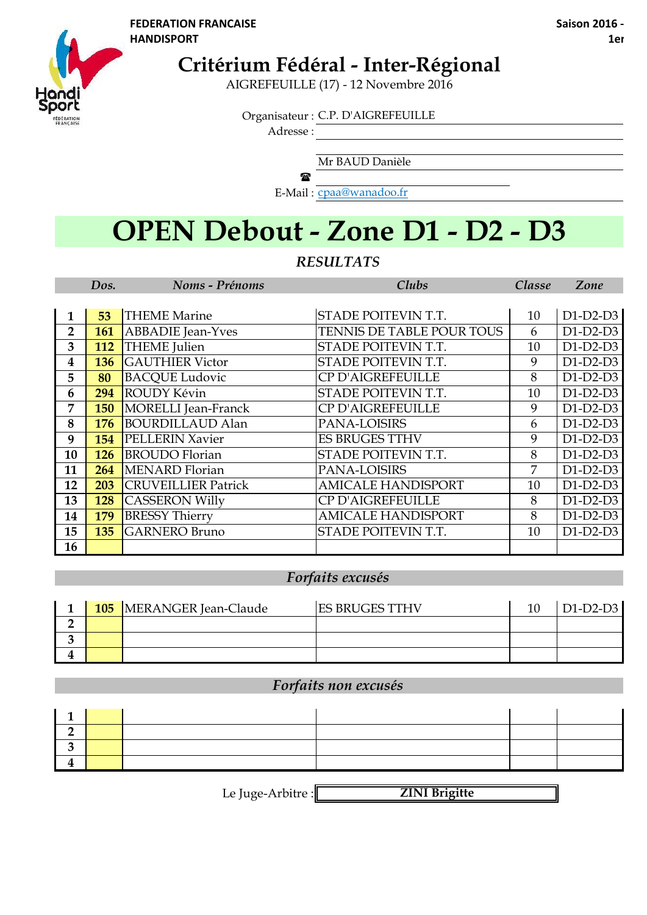FEDERATION FRANCAISE HANDISPORT

Saison 2016 - 1er

# Critérium Fédéral - Inter-Régional

AIGREFEUILLE (17) - 12 Novembre 2016

Organisateur : C.P. D'AIGREFEUILLE

Adresse :

Mr BAUD Danièle

☎

E-Mail : cpaa@wanadoo.fr

# OPEN Debout - Zone D1 - D2 - D3

### *RESULTATS*

| | *Dos.* | *Noms - Prénoms* | *Clubs* | *Classe* | *Zone* |
|---|---|---|---|---|---|
| **1** | **53** | THEME Marine | STADE POITEVIN T.T. | 10 | D1-D2-D3 |
| **2** | **161** | ABBADIE Jean-Yves | TENNIS DE TABLE POUR TOUS | 6 | D1-D2-D3 |
| **3** | **112** | THEME Julien | STADE POITEVIN T.T. | 10 | D1-D2-D3 |
| **4** | **136** | GAUTHIER Victor | STADE POITEVIN T.T. | 9 | D1-D2-D3 |
| **5** | **80** | BACQUE Ludovic | CP D'AIGREFEUILLE | 8 | D1-D2-D3 |
| **6** | **294** | ROUDY Kévin | STADE POITEVIN T.T. | 10 | D1-D2-D3 |
| **7** | **150** | MORELLI Jean-Franck | CP D'AIGREFEUILLE | 9 | D1-D2-D3 |
| **8** | **176** | BOURDILLAUD Alan | PANA-LOISIRS | 6 | D1-D2-D3 |
| **9** | **154** | PELLERIN Xavier | ES BRUGES TTHV | 9 | D1-D2-D3 |
| **10** | **126** | BROUDO Florian | STADE POITEVIN T.T. | 8 | D1-D2-D3 |
| **11** | **264** | MENARD Florian | PANA-LOISIRS | 7 | D1-D2-D3 |
| **12** | **203** | CRUVEILLIER Patrick | AMICALE HANDISPORT | 10 | D1-D2-D3 |
| **13** | **128** | CASSERON Willy | CP D'AIGREFEUILLE | 8 | D1-D2-D3 |
| **14** | **179** | BRESSY Thierry | AMICALE HANDISPORT | 8 | D1-D2-D3 |
| **15** | **135** | GARNERO Bruno | STADE POITEVIN T.T. | 10 | D1-D2-D3 |
| **16** | | | | | |

### *Forfaits excusés*

| | | | | | |
|---|---|---|---|---|---|
| **1** | **105** | MERANGER Jean-Claude | ES BRUGES TTHV | 10 | D1-D2-D3 |
| **2** | | | | | |
| **3** | | | | | |
| **4** | | | | | |

### *Forfaits non excusés*

| | | | | | |
|---|---|---|---|---|---|
| **1** | | | | | |
| **2** | | | | | |
| **3** | | | | | |
| **4** | | | | | |

Le Juge-Arbitre : **ZINI Brigitte**